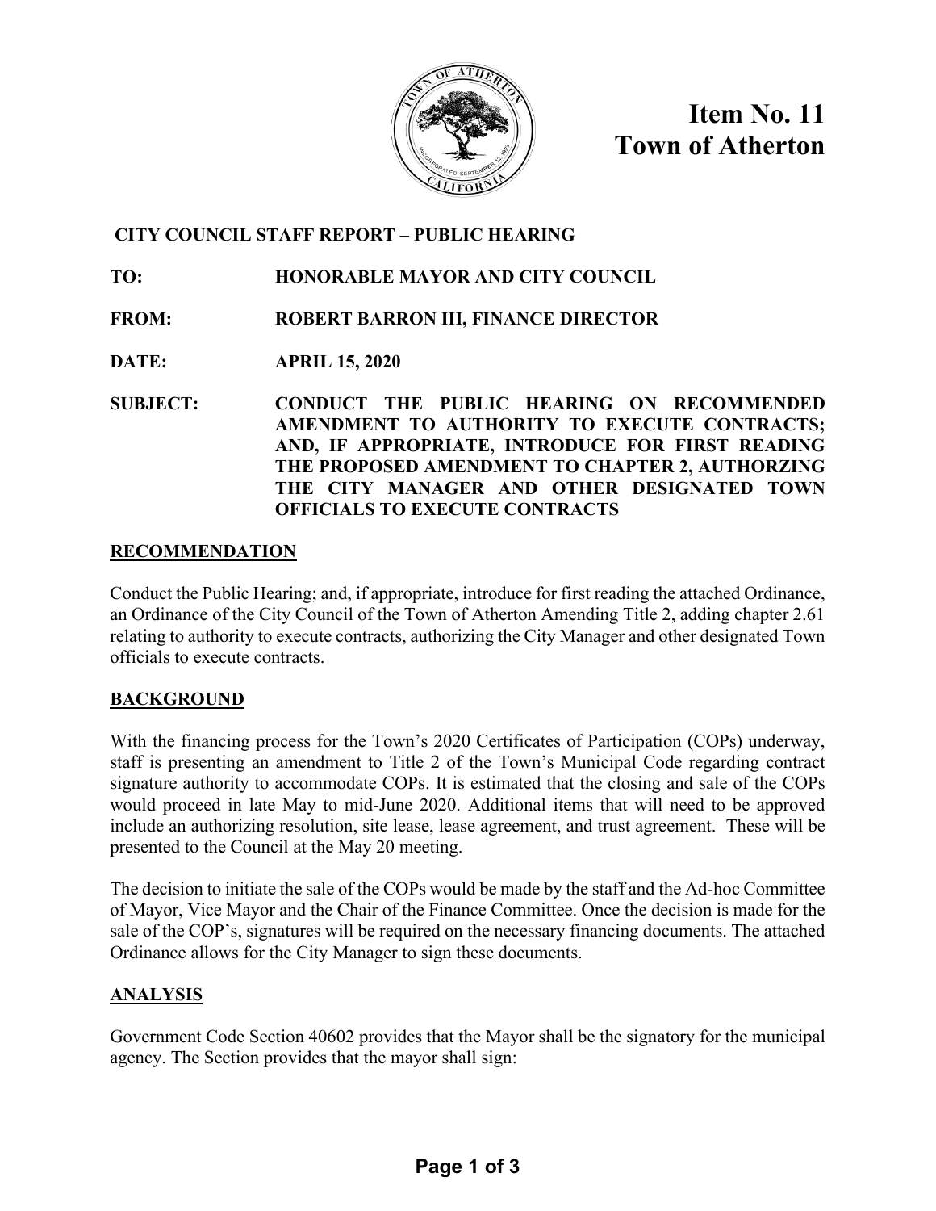# Item No. 11
# Town of Atherton

**CITY COUNCIL STAFF REPORT – PUBLIC HEARING**

**TO:** HONORABLE MAYOR AND CITY COUNCIL

**FROM:** ROBERT BARRON III, FINANCE DIRECTOR

**DATE:** APRIL 15, 2020

**SUBJECT:** CONDUCT THE PUBLIC HEARING ON RECOMMENDED AMENDMENT TO AUTHORITY TO EXECUTE CONTRACTS; AND, IF APPROPRIATE, INTRODUCE FOR FIRST READING THE PROPOSED AMENDMENT TO CHAPTER 2, AUTHORZING THE CITY MANAGER AND OTHER DESIGNATED TOWN OFFICIALS TO EXECUTE CONTRACTS

## RECOMMENDATION

Conduct the Public Hearing; and, if appropriate, introduce for first reading the attached Ordinance, an Ordinance of the City Council of the Town of Atherton Amending Title 2, adding chapter 2.61 relating to authority to execute contracts, authorizing the City Manager and other designated Town officials to execute contracts.

## BACKGROUND

With the financing process for the Town's 2020 Certificates of Participation (COPs) underway, staff is presenting an amendment to Title 2 of the Town's Municipal Code regarding contract signature authority to accommodate COPs. It is estimated that the closing and sale of the COPs would proceed in late May to mid-June 2020. Additional items that will need to be approved include an authorizing resolution, site lease, lease agreement, and trust agreement. These will be presented to the Council at the May 20 meeting.

The decision to initiate the sale of the COPs would be made by the staff and the Ad-hoc Committee of Mayor, Vice Mayor and the Chair of the Finance Committee. Once the decision is made for the sale of the COP's, signatures will be required on the necessary financing documents. The attached Ordinance allows for the City Manager to sign these documents.

## ANALYSIS

Government Code Section 40602 provides that the Mayor shall be the signatory for the municipal agency. The Section provides that the mayor shall sign: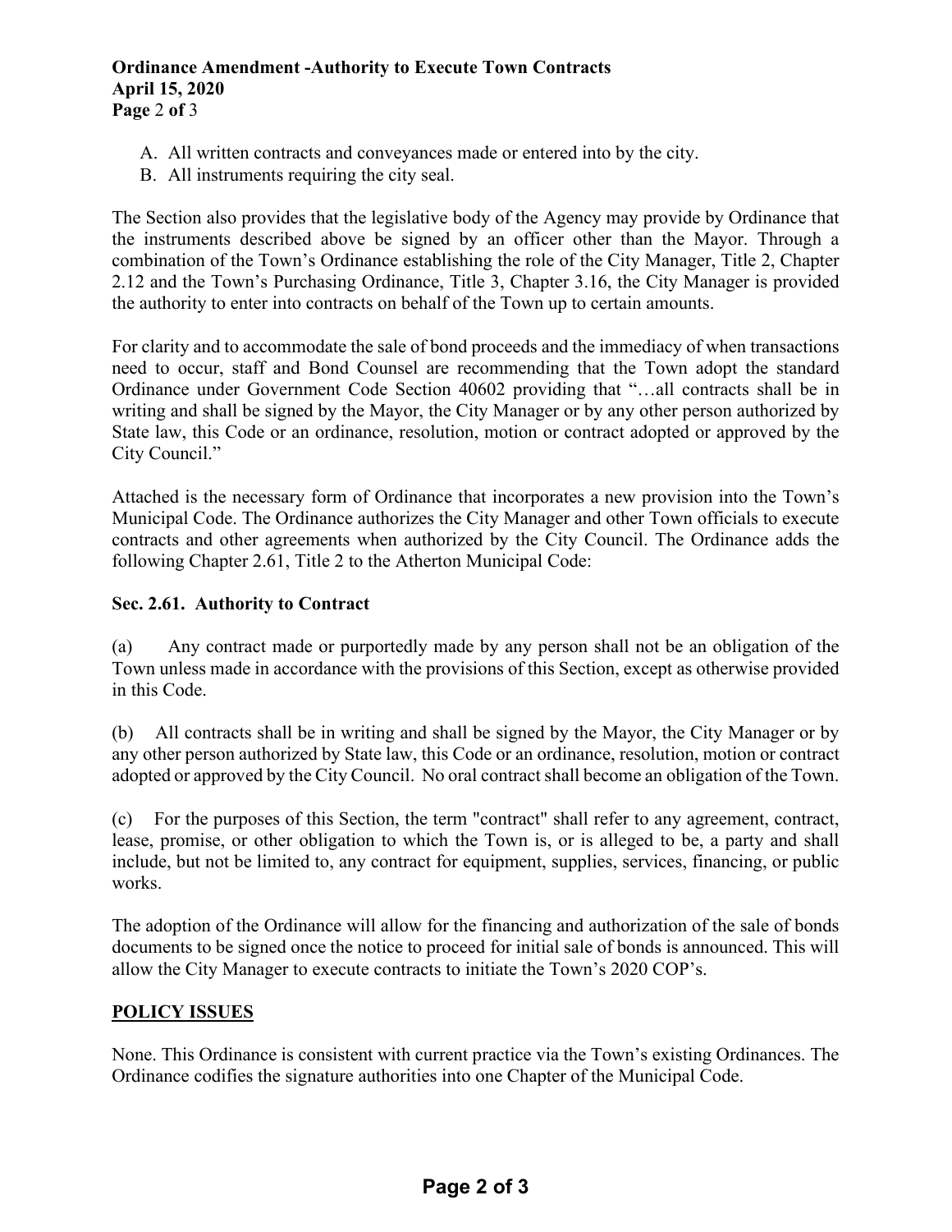A. All written contracts and conveyances made or entered into by the city.
B. All instruments requiring the city seal.

The Section also provides that the legislative body of the Agency may provide by Ordinance that the instruments described above be signed by an officer other than the Mayor. Through a combination of the Town's Ordinance establishing the role of the City Manager, Title 2, Chapter 2.12 and the Town's Purchasing Ordinance, Title 3, Chapter 3.16, the City Manager is provided the authority to enter into contracts on behalf of the Town up to certain amounts.

For clarity and to accommodate the sale of bond proceeds and the immediacy of when transactions need to occur, staff and Bond Counsel are recommending that the Town adopt the standard Ordinance under Government Code Section 40602 providing that "…all contracts shall be in writing and shall be signed by the Mayor, the City Manager or by any other person authorized by State law, this Code or an ordinance, resolution, motion or contract adopted or approved by the City Council."

Attached is the necessary form of Ordinance that incorporates a new provision into the Town's Municipal Code. The Ordinance authorizes the City Manager and other Town officials to execute contracts and other agreements when authorized by the City Council. The Ordinance adds the following Chapter 2.61, Title 2 to the Atherton Municipal Code:

**Sec. 2.61. Authority to Contract**

(a) Any contract made or purportedly made by any person shall not be an obligation of the Town unless made in accordance with the provisions of this Section, except as otherwise provided in this Code.

(b) All contracts shall be in writing and shall be signed by the Mayor, the City Manager or by any other person authorized by State law, this Code or an ordinance, resolution, motion or contract adopted or approved by the City Council. No oral contract shall become an obligation of the Town.

(c) For the purposes of this Section, the term "contract" shall refer to any agreement, contract, lease, promise, or other obligation to which the Town is, or is alleged to be, a party and shall include, but not be limited to, any contract for equipment, supplies, services, financing, or public works.

The adoption of the Ordinance will allow for the financing and authorization of the sale of bonds documents to be signed once the notice to proceed for initial sale of bonds is announced. This will allow the City Manager to execute contracts to initiate the Town's 2020 COP's.

## POLICY ISSUES

None. This Ordinance is consistent with current practice via the Town's existing Ordinances. The Ordinance codifies the signature authorities into one Chapter of the Municipal Code.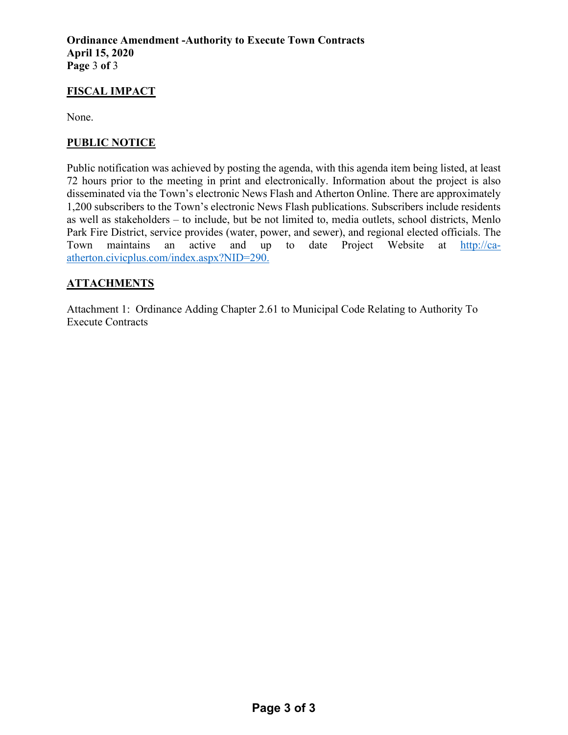## FISCAL IMPACT

None.

## PUBLIC NOTICE

Public notification was achieved by posting the agenda, with this agenda item being listed, at least 72 hours prior to the meeting in print and electronically. Information about the project is also disseminated via the Town's electronic News Flash and Atherton Online. There are approximately 1,200 subscribers to the Town's electronic News Flash publications. Subscribers include residents as well as stakeholders – to include, but be not limited to, media outlets, school districts, Menlo Park Fire District, service provides (water, power, and sewer), and regional elected officials. The Town maintains an active and up to date Project Website at [http://ca-atherton.civicplus.com/index.aspx?NID=290.](http://ca-atherton.civicplus.com/index.aspx?NID=290)

## ATTACHMENTS

Attachment 1: Ordinance Adding Chapter 2.61 to Municipal Code Relating to Authority To Execute Contracts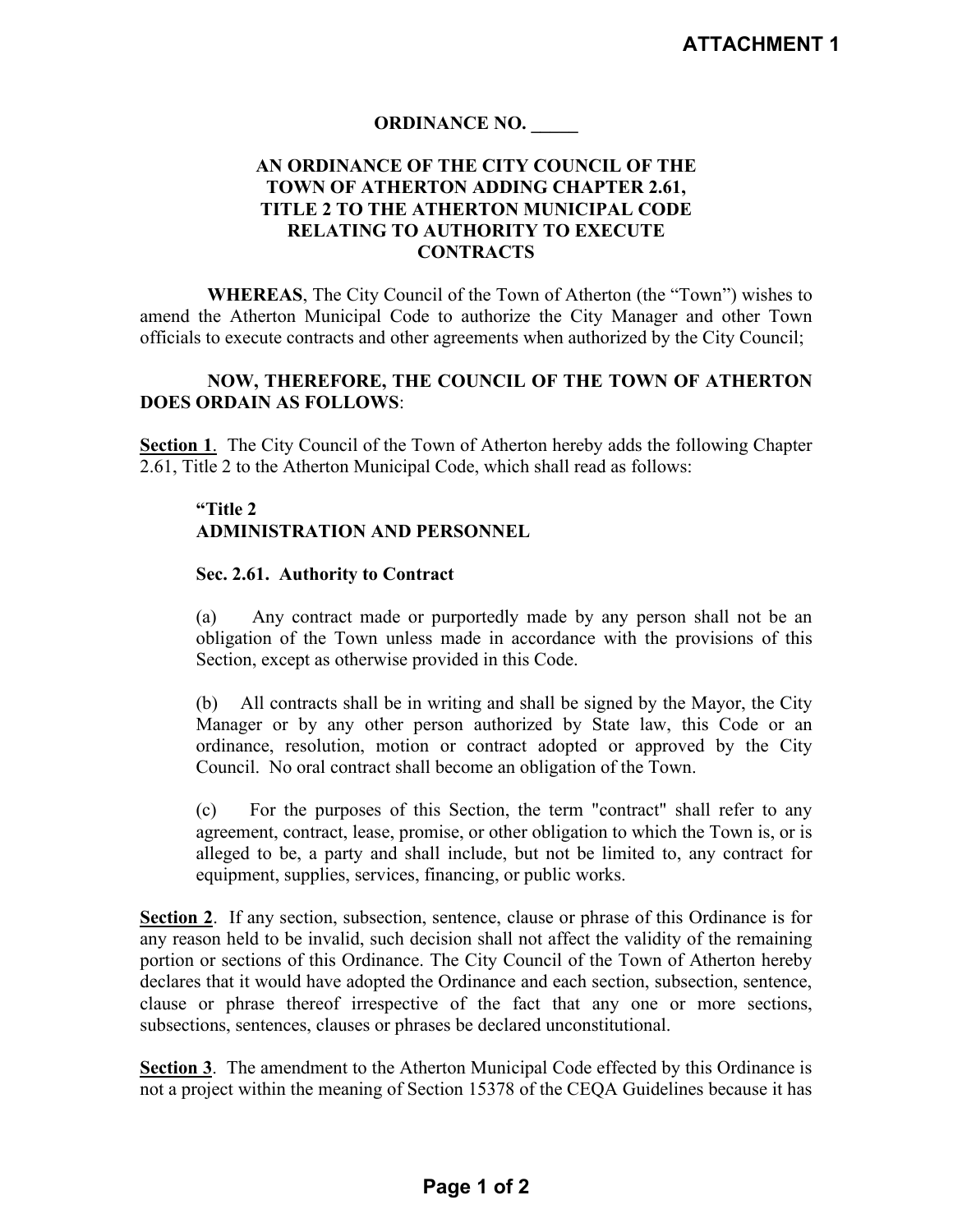**ATTACHMENT 1**

**ORDINANCE NO. _____**

**AN ORDINANCE OF THE CITY COUNCIL OF THE TOWN OF ATHERTON ADDING CHAPTER 2.61, TITLE 2 TO THE ATHERTON MUNICIPAL CODE RELATING TO AUTHORITY TO EXECUTE CONTRACTS**

**WHEREAS**, The City Council of the Town of Atherton (the "Town") wishes to amend the Atherton Municipal Code to authorize the City Manager and other Town officials to execute contracts and other agreements when authorized by the City Council;

**NOW, THEREFORE, THE COUNCIL OF THE TOWN OF ATHERTON DOES ORDAIN AS FOLLOWS**:

**Section 1**. The City Council of the Town of Atherton hereby adds the following Chapter 2.61, Title 2 to the Atherton Municipal Code, which shall read as follows:

> **"Title 2**
> **ADMINISTRATION AND PERSONNEL**
>
> **Sec. 2.61. Authority to Contract**
>
> (a) Any contract made or purportedly made by any person shall not be an obligation of the Town unless made in accordance with the provisions of this Section, except as otherwise provided in this Code.
>
> (b) All contracts shall be in writing and shall be signed by the Mayor, the City Manager or by any other person authorized by State law, this Code or an ordinance, resolution, motion or contract adopted or approved by the City Council. No oral contract shall become an obligation of the Town.
>
> (c) For the purposes of this Section, the term "contract" shall refer to any agreement, contract, lease, promise, or other obligation to which the Town is, or is alleged to be, a party and shall include, but not be limited to, any contract for equipment, supplies, services, financing, or public works.

**Section 2**. If any section, subsection, sentence, clause or phrase of this Ordinance is for any reason held to be invalid, such decision shall not affect the validity of the remaining portion or sections of this Ordinance. The City Council of the Town of Atherton hereby declares that it would have adopted the Ordinance and each section, subsection, sentence, clause or phrase thereof irrespective of the fact that any one or more sections, subsections, sentences, clauses or phrases be declared unconstitutional.

**Section 3**. The amendment to the Atherton Municipal Code effected by this Ordinance is not a project within the meaning of Section 15378 of the CEQA Guidelines because it has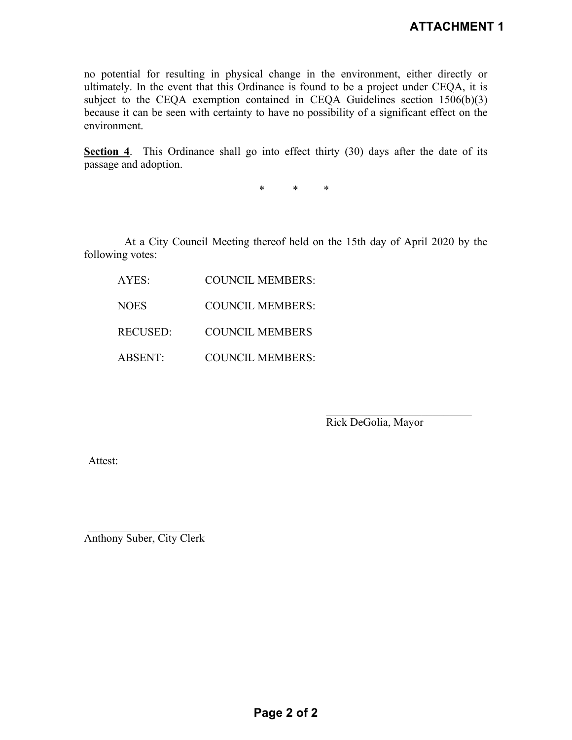**ATTACHMENT 1**

no potential for resulting in physical change in the environment, either directly or ultimately. In the event that this Ordinance is found to be a project under CEQA, it is subject to the CEQA exemption contained in CEQA Guidelines section 1506(b)(3) because it can be seen with certainty to have no possibility of a significant effect on the environment.

**Section 4**. This Ordinance shall go into effect thirty (30) days after the date of its passage and adoption.

\* \* \*

At a City Council Meeting thereof held on the 15th day of April 2020 by the following votes:

AYES: COUNCIL MEMBERS:

NOES COUNCIL MEMBERS:

RECUSED: COUNCIL MEMBERS

ABSENT: COUNCIL MEMBERS:

\_\_\_\_\_\_\_\_\_\_\_\_\_\_\_\_\_\_\_\_\_\_\_\_\_\_\_
Rick DeGolia, Mayor

Attest:

\_\_\_\_\_\_\_\_\_\_\_\_\_\_\_\_\_\_\_\_\_
Anthony Suber, City Clerk